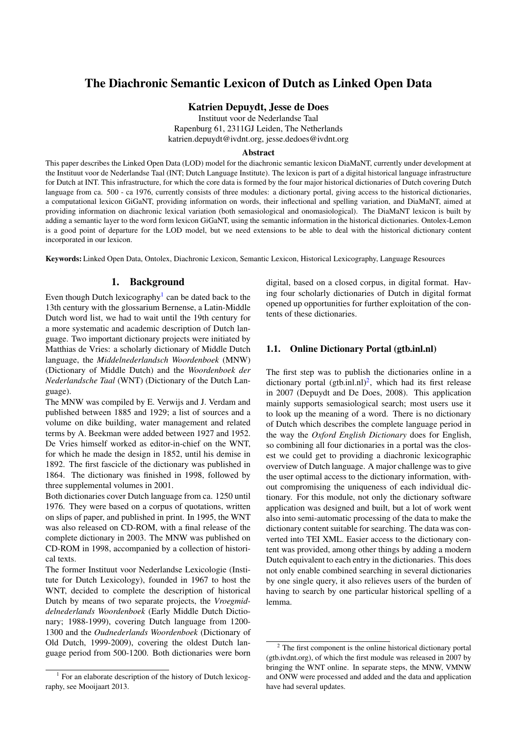# The Diachronic Semantic Lexicon of Dutch as Linked Open Data

**Katrien Depuydt, Jesse de Does**

Instituut voor de Nederlandse Taal
Rapenburg 61, 2311GJ Leiden, The Netherlands
katrien.depuydt@ivdnt.org, jesse.dedoes@ivdnt.org

### Abstract

This paper describes the Linked Open Data (LOD) model for the diachronic semantic lexicon DiaMaNT, currently under development at the Instituut voor de Nederlandse Taal (INT; Dutch Language Institute). The lexicon is part of a digital historical language infrastructure for Dutch at INT. This infrastructure, for which the core data is formed by the four major historical dictionaries of Dutch covering Dutch language from ca. 500 - ca 1976, currently consists of three modules: a dictionary portal, giving access to the historical dictionaries, a computational lexicon GiGaNT, providing information on words, their inflectional and spelling variation, and DiaMaNT, aimed at providing information on diachronic lexical variation (both semasiological and onomasiological). The DiaMaNT lexicon is built by adding a semantic layer to the word form lexicon GiGaNT, using the semantic information in the historical dictionaries. Ontolex-Lemon is a good point of departure for the LOD model, but we need extensions to be able to deal with the historical dictionary content incorporated in our lexicon.

**Keywords:** Linked Open Data, Ontolex, Diachronic Lexicon, Semantic Lexicon, Historical Lexicography, Language Resources

## 1. Background

Even though Dutch lexicography[1] can be dated back to the 13th century with the glossarium Bernense, a Latin-Middle Dutch word list, we had to wait until the 19th century for a more systematic and academic description of Dutch language. Two important dictionary projects were initiated by Matthias de Vries: a scholarly dictionary of Middle Dutch language, the *Middelnederlandsch Woordenboek* (MNW) (Dictionary of Middle Dutch) and the *Woordenboek der Nederlandsche Taal* (WNT) (Dictionary of the Dutch Language).

The MNW was compiled by E. Verwijs and J. Verdam and published between 1885 and 1929; a list of sources and a volume on dike building, water management and related terms by A. Beekman were added between 1927 and 1952. De Vries himself worked as editor-in-chief on the WNT, for which he made the design in 1852, until his demise in 1892. The first fascicle of the dictionary was published in 1864. The dictionary was finished in 1998, followed by three supplemental volumes in 2001.

Both dictionaries cover Dutch language from ca. 1250 until 1976. They were based on a corpus of quotations, written on slips of paper, and published in print. In 1995, the WNT was also released on CD-ROM, with a final release of the complete dictionary in 2003. The MNW was published on CD-ROM in 1998, accompanied by a collection of historical texts.

The former Instituut voor Nederlandse Lexicologie (Institute for Dutch Lexicology), founded in 1967 to host the WNT, decided to complete the description of historical Dutch by means of two separate projects, the *Vroegmiddelnederlands Woordenboek* (Early Middle Dutch Dictionary; 1988-1999), covering Dutch language from 1200-1300 and the *Oudnederlands Woordenboek* (Dictionary of Old Dutch, 1999-2009), covering the oldest Dutch language period from 500-1200. Both dictionaries were born digital, based on a closed corpus, in digital format. Having four scholarly dictionaries of Dutch in digital format opened up opportunities for further exploitation of the contents of these dictionaries.

### 1.1. Online Dictionary Portal (gtb.inl.nl)

The first step was to publish the dictionaries online in a dictionary portal (gtb.inl.nl)[2], which had its first release in 2007 (Depuydt and De Does, 2008). This application mainly supports semasiological search; most users use it to look up the meaning of a word. There is no dictionary of Dutch which describes the complete language period in the way the *Oxford English Dictionary* does for English, so combining all four dictionaries in a portal was the closest we could get to providing a diachronic lexicographic overview of Dutch language. A major challenge was to give the user optimal access to the dictionary information, without compromising the uniqueness of each individual dictionary. For this module, not only the dictionary software application was designed and built, but a lot of work went also into semi-automatic processing of the data to make the dictionary content suitable for searching. The data was converted into TEI XML. Easier access to the dictionary content was provided, among other things by adding a modern Dutch equivalent to each entry in the dictionaries. This does not only enable combined searching in several dictionaries by one single query, it also relieves users of the burden of having to search by one particular historical spelling of a lemma.

[1] For an elaborate description of the history of Dutch lexicography, see Mooijaart 2013.

[2] The first component is the online historical dictionary portal (gtb.ivdnt.org), of which the first module was released in 2007 by bringing the WNT online. In separate steps, the MNW, VMNW and ONW were processed and added and the data and application have had several updates.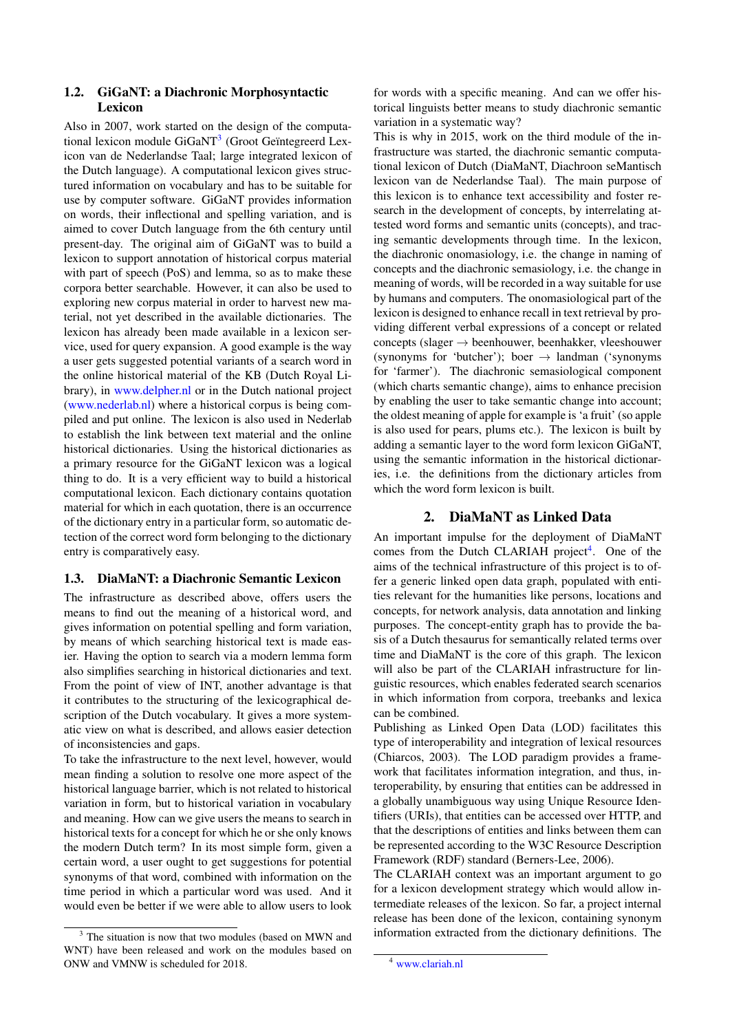### 1.2. GiGaNT: a Diachronic Morphosyntactic Lexicon

Also in 2007, work started on the design of the computational lexicon module GiGaNT[3] (Groot Geïntegreerd Lexicon van de Nederlandse Taal; large integrated lexicon of the Dutch language). A computational lexicon gives structured information on vocabulary and has to be suitable for use by computer software. GiGaNT provides information on words, their inflectional and spelling variation, and is aimed to cover Dutch language from the 6th century until present-day. The original aim of GiGaNT was to build a lexicon to support annotation of historical corpus material with part of speech (PoS) and lemma, so as to make these corpora better searchable. However, it can also be used to exploring new corpus material in order to harvest new material, not yet described in the available dictionaries. The lexicon has already been made available in a lexicon service, used for query expansion. A good example is the way a user gets suggested potential variants of a search word in the online historical material of the KB (Dutch Royal Library), in www.delpher.nl or in the Dutch national project (www.nederlab.nl) where a historical corpus is being compiled and put online. The lexicon is also used in Nederlab to establish the link between text material and the online historical dictionaries. Using the historical dictionaries as a primary resource for the GiGaNT lexicon was a logical thing to do. It is a very efficient way to build a historical computational lexicon. Each dictionary contains quotation material for which in each quotation, there is an occurrence of the dictionary entry in a particular form, so automatic detection of the correct word form belonging to the dictionary entry is comparatively easy.

### 1.3. DiaMaNT: a Diachronic Semantic Lexicon

The infrastructure as described above, offers users the means to find out the meaning of a historical word, and gives information on potential spelling and form variation, by means of which searching historical text is made easier. Having the option to search via a modern lemma form also simplifies searching in historical dictionaries and text. From the point of view of INT, another advantage is that it contributes to the structuring of the lexicographical description of the Dutch vocabulary. It gives a more systematic view on what is described, and allows easier detection of inconsistencies and gaps.

To take the infrastructure to the next level, however, would mean finding a solution to resolve one more aspect of the historical language barrier, which is not related to historical variation in form, but to historical variation in vocabulary and meaning. How can we give users the means to search in historical texts for a concept for which he or she only knows the modern Dutch term? In its most simple form, given a certain word, a user ought to get suggestions for potential synonyms of that word, combined with information on the time period in which a particular word was used. And it would even be better if we were able to allow users to look for words with a specific meaning. And can we offer historical linguists better means to study diachronic semantic variation in a systematic way?

This is why in 2015, work on the third module of the infrastructure was started, the diachronic semantic computational lexicon of Dutch (DiaMaNT, Diachroon seMantisch lexicon van de Nederlandse Taal). The main purpose of this lexicon is to enhance text accessibility and foster research in the development of concepts, by interrelating attested word forms and semantic units (concepts), and tracing semantic developments through time. In the lexicon, the diachronic onomasiology, i.e. the change in naming of concepts and the diachronic semasiology, i.e. the change in meaning of words, will be recorded in a way suitable for use by humans and computers. The onomasiological part of the lexicon is designed to enhance recall in text retrieval by providing different verbal expressions of a concept or related concepts (slager → beenhouwer, beenhakker, vleeshouwer (synonyms for 'butcher'); boer → landman ('synonyms for 'farmer'). The diachronic semasiological component (which charts semantic change), aims to enhance precision by enabling the user to take semantic change into account; the oldest meaning of apple for example is 'a fruit' (so apple is also used for pears, plums etc.). The lexicon is built by adding a semantic layer to the word form lexicon GiGaNT, using the semantic information in the historical dictionaries, i.e. the definitions from the dictionary articles from which the word form lexicon is built.

## 2. DiaMaNT as Linked Data

An important impulse for the deployment of DiaMaNT comes from the Dutch CLARIAH project[4]. One of the aims of the technical infrastructure of this project is to offer a generic linked open data graph, populated with entities relevant for the humanities like persons, locations and concepts, for network analysis, data annotation and linking purposes. The concept-entity graph has to provide the basis of a Dutch thesaurus for semantically related terms over time and DiaMaNT is the core of this graph. The lexicon will also be part of the CLARIAH infrastructure for linguistic resources, which enables federated search scenarios in which information from corpora, treebanks and lexica can be combined.

Publishing as Linked Open Data (LOD) facilitates this type of interoperability and integration of lexical resources (Chiarcos, 2003). The LOD paradigm provides a framework that facilitates information integration, and thus, interoperability, by ensuring that entities can be addressed in a globally unambiguous way using Unique Resource Identifiers (URIs), that entities can be accessed over HTTP, and that the descriptions of entities and links between them can be represented according to the W3C Resource Description Framework (RDF) standard (Berners-Lee, 2006).

The CLARIAH context was an important argument to go for a lexicon development strategy which would allow intermediate releases of the lexicon. So far, a project internal release has been done of the lexicon, containing synonym information extracted from the dictionary definitions. The

[3] The situation is now that two modules (based on MWN and WNT) have been released and work on the modules based on ONW and VMNW is scheduled for 2018.

[4] www.clariah.nl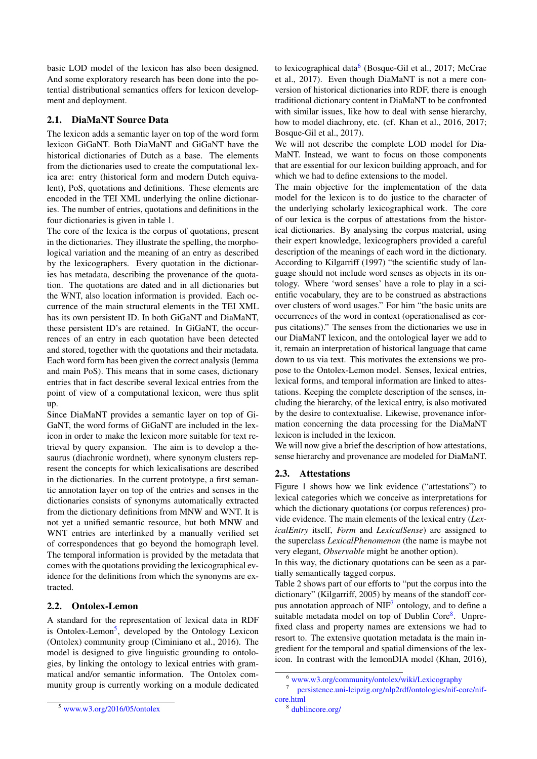basic LOD model of the lexicon has also been designed. And some exploratory research has been done into the potential distributional semantics offers for lexicon development and deployment.

### 2.1. DiaMaNT Source Data

The lexicon adds a semantic layer on top of the word form lexicon GiGaNT. Both DiaMaNT and GiGaNT have the historical dictionaries of Dutch as a base. The elements from the dictionaries used to create the computational lexica are: entry (historical form and modern Dutch equivalent), PoS, quotations and definitions. These elements are encoded in the TEI XML underlying the online dictionaries. The number of entries, quotations and definitions in the four dictionaries is given in table 1.

The core of the lexica is the corpus of quotations, present in the dictionaries. They illustrate the spelling, the morphological variation and the meaning of an entry as described by the lexicographers. Every quotation in the dictionaries has metadata, describing the provenance of the quotation. The quotations are dated and in all dictionaries but the WNT, also location information is provided. Each occurrence of the main structural elements in the TEI XML has its own persistent ID. In both GiGaNT and DiaMaNT, these persistent ID's are retained. In GiGaNT, the occurrences of an entry in each quotation have been detected and stored, together with the quotations and their metadata. Each word form has been given the correct analysis (lemma and main PoS). This means that in some cases, dictionary entries that in fact describe several lexical entries from the point of view of a computational lexicon, were thus split up.

Since DiaMaNT provides a semantic layer on top of GiGaNT, the word forms of GiGaNT are included in the lexicon in order to make the lexicon more suitable for text retrieval by query expansion. The aim is to develop a thesaurus (diachronic wordnet), where synonym clusters represent the concepts for which lexicalisations are described in the dictionaries. In the current prototype, a first semantic annotation layer on top of the entries and senses in the dictionaries consists of synonyms automatically extracted from the dictionary definitions from MNW and WNT. It is not yet a unified semantic resource, but both MNW and WNT entries are interlinked by a manually verified set of correspondences that go beyond the homograph level. The temporal information is provided by the metadata that comes with the quotations providing the lexicographical evidence for the definitions from which the synonyms are extracted.

### 2.2. Ontolex-Lemon

A standard for the representation of lexical data in RDF is Ontolex-Lemon[5], developed by the Ontology Lexicon (Ontolex) community group (Ciminiano et al., 2016). The model is designed to give linguistic grounding to ontologies, by linking the ontology to lexical entries with grammatical and/or semantic information. The Ontolex community group is currently working on a module dedicated to lexicographical data[6] (Bosque-Gil et al., 2017; McCrae et al., 2017). Even though DiaMaNT is not a mere conversion of historical dictionaries into RDF, there is enough traditional dictionary content in DiaMaNT to be confronted with similar issues, like how to deal with sense hierarchy, how to model diachrony, etc. (cf. Khan et al., 2016, 2017; Bosque-Gil et al., 2017).

We will not describe the complete LOD model for DiaMaNT. Instead, we want to focus on those components that are essential for our lexicon building approach, and for which we had to define extensions to the model.

The main objective for the implementation of the data model for the lexicon is to do justice to the character of the underlying scholarly lexicographical work. The core of our lexica is the corpus of attestations from the historical dictionaries. By analysing the corpus material, using their expert knowledge, lexicographers provided a careful description of the meanings of each word in the dictionary. According to Kilgarriff (1997) "the scientific study of language should not include word senses as objects in its ontology. Where 'word senses' have a role to play in a scientific vocabulary, they are to be construed as abstractions over clusters of word usages." For him "the basic units are occurrences of the word in context (operationalised as corpus citations)." The senses from the dictionaries we use in our DiaMaNT lexicon, and the ontological layer we add to it, remain an interpretation of historical language that came down to us via text. This motivates the extensions we propose to the Ontolex-Lemon model. Senses, lexical entries, lexical forms, and temporal information are linked to attestations. Keeping the complete description of the senses, including the hierarchy, of the lexical entry, is also motivated by the desire to contextualise. Likewise, provenance information concerning the data processing for the DiaMaNT lexicon is included in the lexicon.

We will now give a brief the description of how attestations, sense hierarchy and provenance are modeled for DiaMaNT.

### 2.3. Attestations

Figure 1 shows how we link evidence ("attestations") to lexical categories which we conceive as interpretations for which the dictionary quotations (or corpus references) provide evidence. The main elements of the lexical entry (*LexicalEntry* itself, *Form* and *LexicalSense*) are assigned to the superclass *LexicalPhenomenon* (the name is maybe not very elegant, *Observable* might be another option).

In this way, the dictionary quotations can be seen as a partially semantically tagged corpus.

Table 2 shows part of our efforts to "put the corpus into the dictionary" (Kilgarriff, 2005) by means of the standoff corpus annotation approach of NIF[7] ontology, and to define a suitable metadata model on top of Dublin Core[8]. Unprefixed class and property names are extensions we had to resort to. The extensive quotation metadata is the main ingredient for the temporal and spatial dimensions of the lexicon. In contrast with the lemonDIA model (Khan, 2016),

---

[5] www.w3.org/2016/05/ontolex

[6] www.w3.org/community/ontolex/wiki/Lexicography

[7] persistence.uni-leipzig.org/nlp2rdf/ontologies/nif-core/nif-core.html

[8] dublincore.org/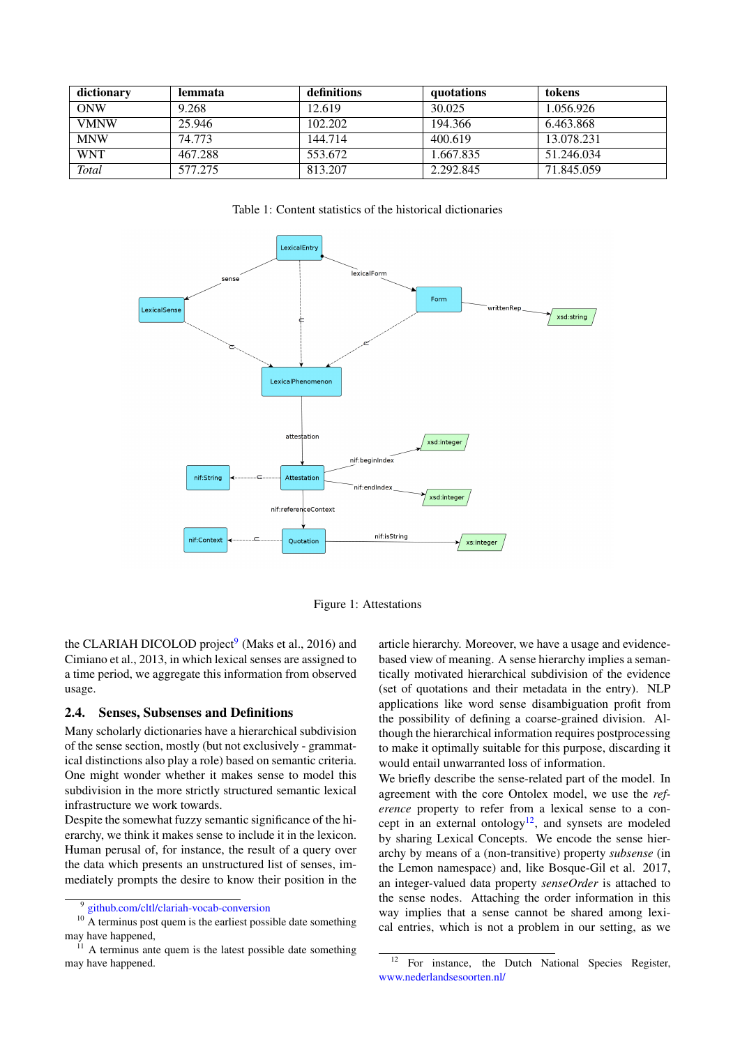| dictionary | lemmata | definitions | quotations | tokens |
|---|---|---|---|---|
| ONW | 9.268 | 12.619 | 30.025 | 1.056.926 |
| VMNW | 25.946 | 102.202 | 194.366 | 6.463.868 |
| MNW | 74.773 | 144.714 | 400.619 | 13.078.231 |
| WNT | 467.288 | 553.672 | 1.667.835 | 51.246.034 |
| *Total* | 577.275 | 813.207 | 2.292.845 | 71.845.059 |

Table 1: Content statistics of the historical dictionaries

Figure 1: Attestations

the CLARIAH DICOLOD project[9] (Maks et al., 2016) and Cimiano et al., 2013, in which lexical senses are assigned to a time period, we aggregate this information from observed usage.

## 2.4. Senses, Subsenses and Definitions

Many scholarly dictionaries have a hierarchical subdivision of the sense section, mostly (but not exclusively - grammatical distinctions also play a role) based on semantic criteria. One might wonder whether it makes sense to model this subdivision in the more strictly structured semantic lexical infrastructure we work towards.

Despite the somewhat fuzzy semantic significance of the hierarchy, we think it makes sense to include it in the lexicon. Human perusal of, for instance, the result of a query over the data which presents an unstructured list of senses, immediately prompts the desire to know their position in the article hierarchy. Moreover, we have a usage and evidence-based view of meaning. A sense hierarchy implies a semantically motivated hierarchical subdivision of the evidence (set of quotations and their metadata in the entry). NLP applications like word sense disambiguation profit from the possibility of defining a coarse-grained division. Although the hierarchical information requires postprocessing to make it optimally suitable for this purpose, discarding it would entail unwarranted loss of information.

We briefly describe the sense-related part of the model. In agreement with the core Ontolex model, we use the *reference* property to refer from a lexical sense to a concept in an external ontology[12], and synsets are modeled by sharing Lexical Concepts. We encode the sense hierarchy by means of a (non-transitive) property *subsense* (in the Lemon namespace) and, like Bosque-Gil et al. 2017, an integer-valued data property *senseOrder* is attached to the sense nodes. Attaching the order information in this way implies that a sense cannot be shared among lexical entries, which is not a problem in our setting, as we

[9] github.com/cltl/clariah-vocab-conversion

[10] A terminus post quem is the earliest possible date something may have happened,

[11] A terminus ante quem is the latest possible date something may have happened.

[12] For instance, the Dutch National Species Register, www.nederlandsesoorten.nl/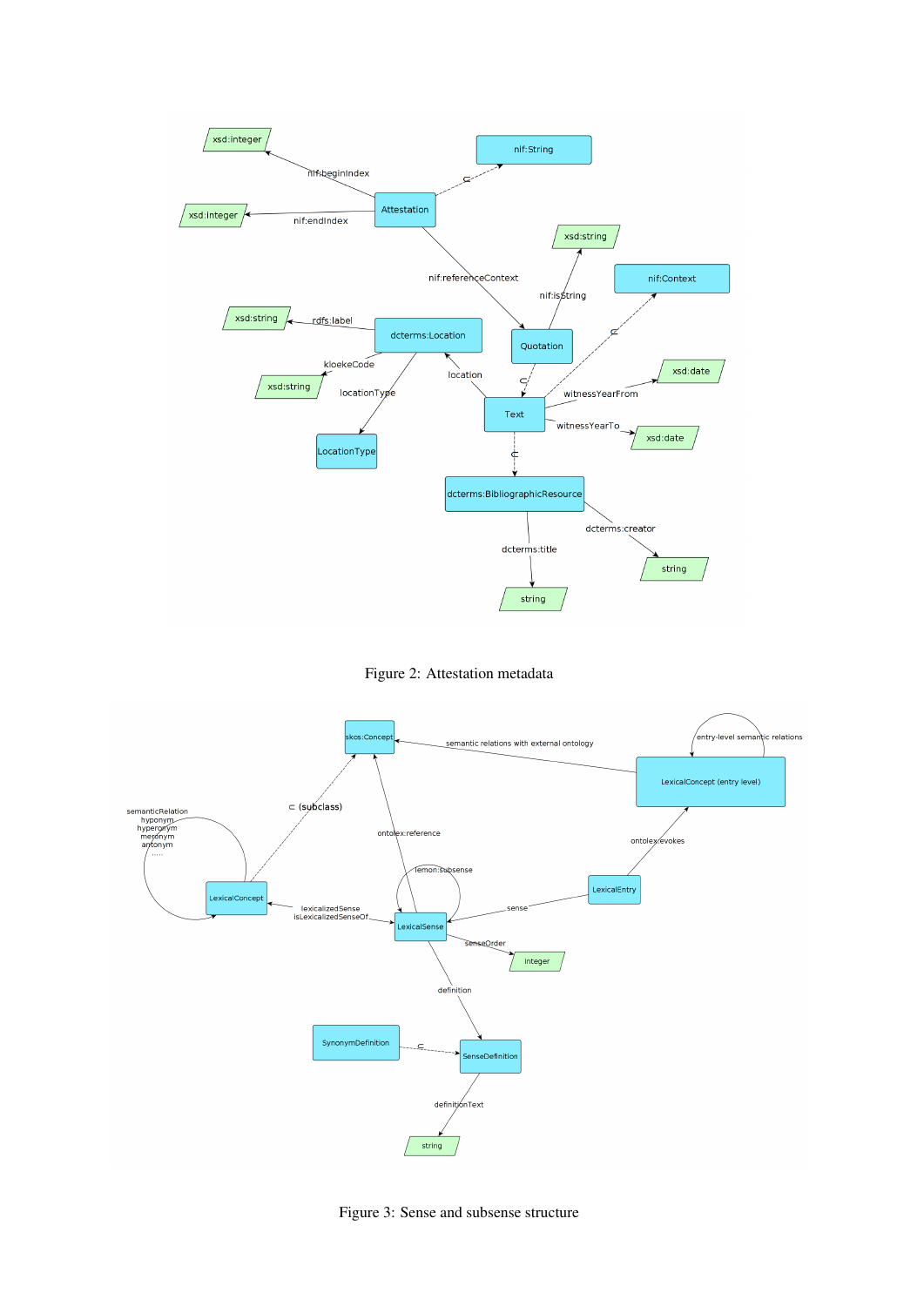Figure 2: Attestation metadata

Figure 3: Sense and subsense structure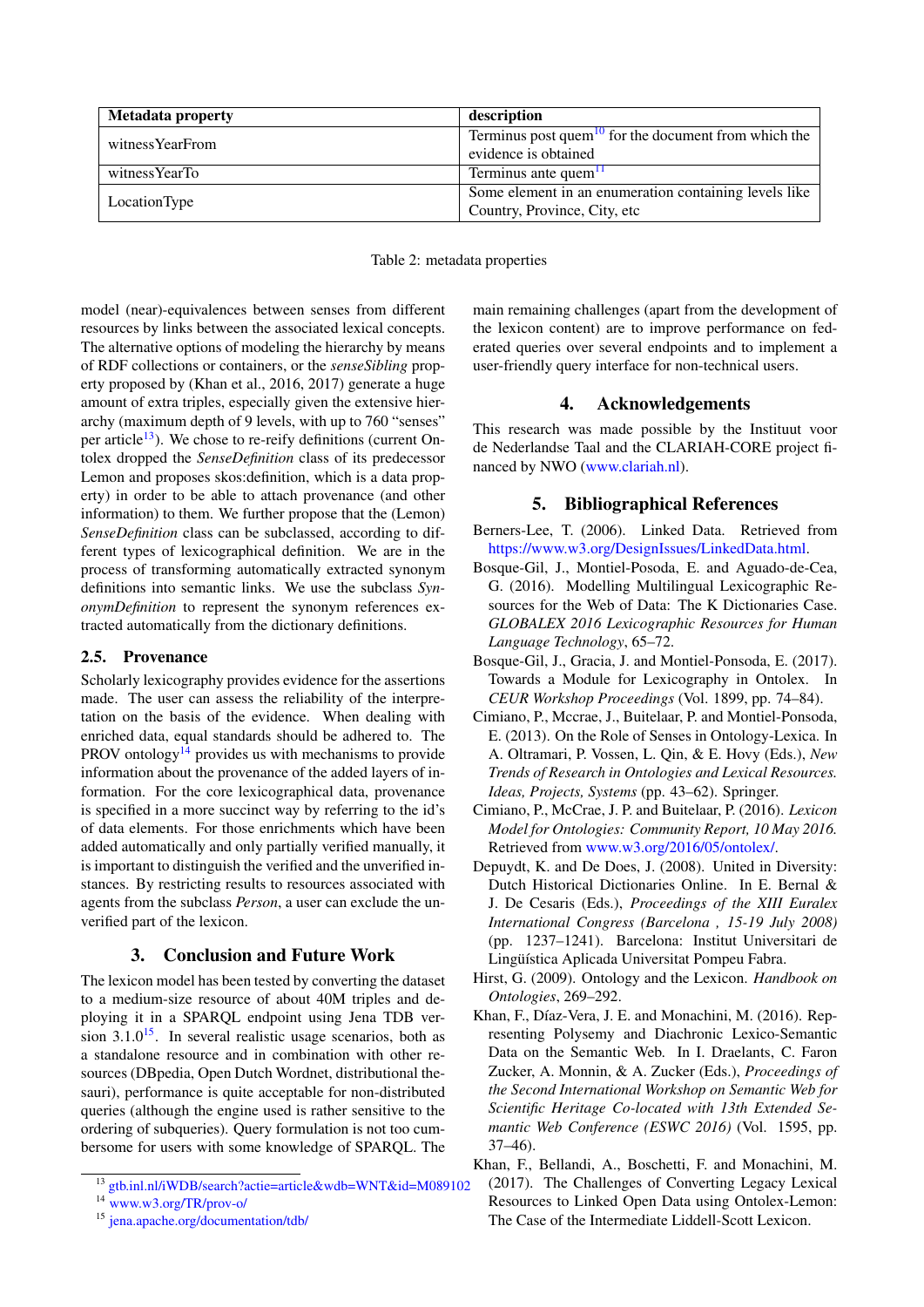| Metadata property | description |
|---|---|
| witnessYearFrom | Terminus post quem[10] for the document from which the evidence is obtained |
| witnessYearTo | Terminus ante quem[11] |
| LocationType | Some element in an enumeration containing levels like Country, Province, City, etc |

Table 2: metadata properties

model (near)-equivalences between senses from different resources by links between the associated lexical concepts. The alternative options of modeling the hierarchy by means of RDF collections or containers, or the *senseSibling* property proposed by (Khan et al., 2016, 2017) generate a huge amount of extra triples, especially given the extensive hierarchy (maximum depth of 9 levels, with up to 760 "senses" per article[13]). We chose to re-reify definitions (current Ontolex dropped the *SenseDefinition* class of its predecessor Lemon and proposes skos:definition, which is a data property) in order to be able to attach provenance (and other information) to them. We further propose that the (Lemon) *SenseDefinition* class can be subclassed, according to different types of lexicographical definition. We are in the process of transforming automatically extracted synonym definitions into semantic links. We use the subclass *SynonymDefinition* to represent the synonym references extracted automatically from the dictionary definitions.

### 2.5. Provenance

Scholarly lexicography provides evidence for the assertions made. The user can assess the reliability of the interpretation on the basis of the evidence. When dealing with enriched data, equal standards should be adhered to. The PROV ontology[14] provides us with mechanisms to provide information about the provenance of the added layers of information. For the core lexicographical data, provenance is specified in a more succinct way by referring to the id's of data elements. For those enrichments which have been added automatically and only partially verified manually, it is important to distinguish the verified and the unverified instances. By restricting results to resources associated with agents from the subclass *Person*, a user can exclude the unverified part of the lexicon.

## 3. Conclusion and Future Work

The lexicon model has been tested by converting the dataset to a medium-size resource of about 40M triples and deploying it in a SPARQL endpoint using Jena TDB version 3.1.0[15]. In several realistic usage scenarios, both as a standalone resource and in combination with other resources (DBpedia, Open Dutch Wordnet, distributional thesauri), performance is quite acceptable for non-distributed queries (although the engine used is rather sensitive to the ordering of subqueries). Query formulation is not too cumbersome for users with some knowledge of SPARQL. The main remaining challenges (apart from the development of the lexicon content) are to improve performance on federated queries over several endpoints and to implement a user-friendly query interface for non-technical users.

## 4. Acknowledgements

This research was made possible by the Instituut voor de Nederlandse Taal and the CLARIAH-CORE project financed by NWO (www.clariah.nl).

## 5. Bibliographical References

Berners-Lee, T. (2006). Linked Data. Retrieved from https://www.w3.org/DesignIssues/LinkedData.html.

Bosque-Gil, J., Montiel-Posoda, E. and Aguado-de-Cea, G. (2016). Modelling Multilingual Lexicographic Resources for the Web of Data: The K Dictionaries Case. *GLOBALEX 2016 Lexicographic Resources for Human Language Technology*, 65–72.

Bosque-Gil, J., Gracia, J. and Montiel-Ponsoda, E. (2017). Towards a Module for Lexicography in Ontolex. In *CEUR Workshop Proceedings* (Vol. 1899, pp. 74–84).

Cimiano, P., Mccrae, J., Buitelaar, P. and Montiel-Ponsoda, E. (2013). On the Role of Senses in Ontology-Lexica. In A. Oltramari, P. Vossen, L. Qin, & E. Hovy (Eds.), *New Trends of Research in Ontologies and Lexical Resources. Ideas, Projects, Systems* (pp. 43–62). Springer.

Cimiano, P., McCrae, J. P. and Buitelaar, P. (2016). *Lexicon Model for Ontologies: Community Report, 10 May 2016.* Retrieved from www.w3.org/2016/05/ontolex/.

Depuydt, K. and De Does, J. (2008). United in Diversity: Dutch Historical Dictionaries Online. In E. Bernal & J. De Cesaris (Eds.), *Proceedings of the XIII Euralex International Congress (Barcelona , 15-19 July 2008)* (pp. 1237–1241). Barcelona: Institut Universitari de Lingüística Aplicada Universitat Pompeu Fabra.

Hirst, G. (2009). Ontology and the Lexicon. *Handbook on Ontologies*, 269–292.

Khan, F., Díaz-Vera, J. E. and Monachini, M. (2016). Representing Polysemy and Diachronic Lexico-Semantic Data on the Semantic Web. In I. Draelants, C. Faron Zucker, A. Monnin, & A. Zucker (Eds.), *Proceedings of the Second International Workshop on Semantic Web for Scientific Heritage Co-located with 13th Extended Semantic Web Conference (ESWC 2016)* (Vol. 1595, pp. 37–46).

Khan, F., Bellandi, A., Boschetti, F. and Monachini, M. (2017). The Challenges of Converting Legacy Lexical Resources to Linked Open Data using Ontolex-Lemon: The Case of the Intermediate Liddell-Scott Lexicon.

[13] gtb.inl.nl/iWDB/search?actie=article&wdb=WNT&id=M089102

[14] www.w3.org/TR/prov-o/

[15] jena.apache.org/documentation/tdb/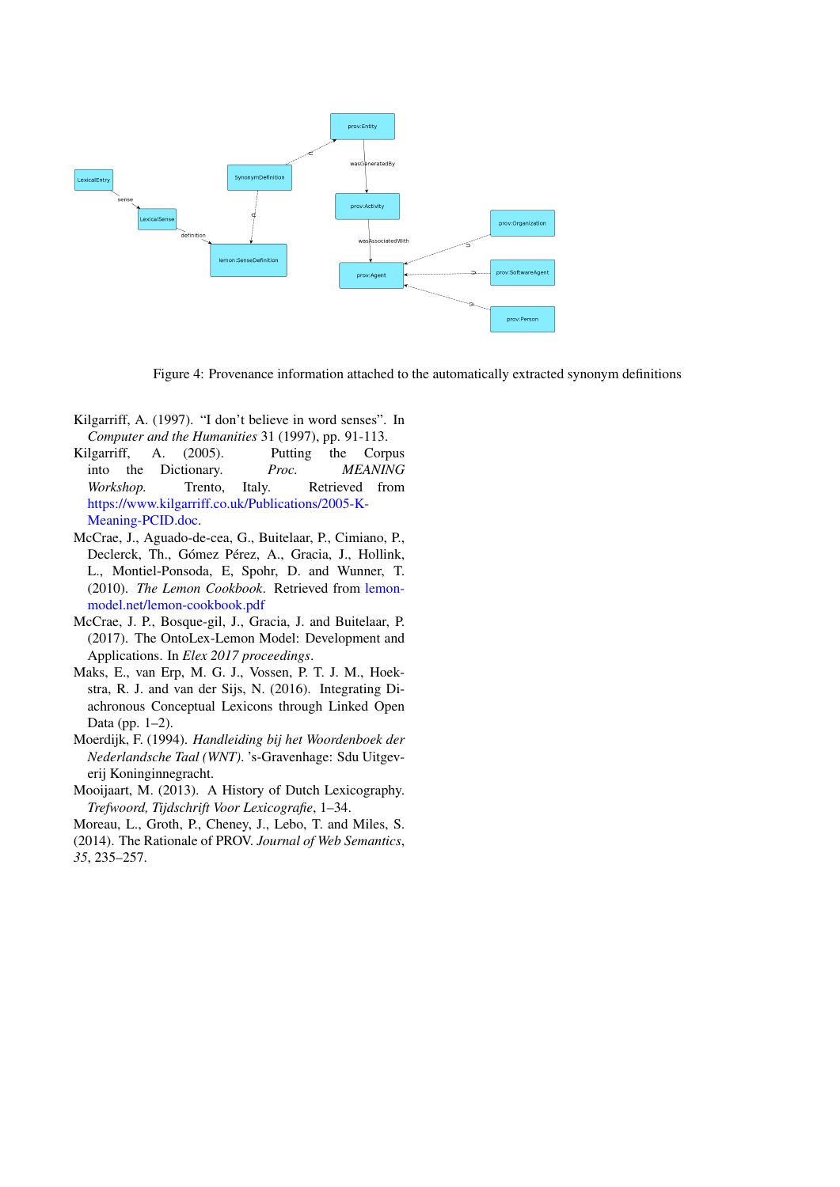LexicalEntry

sense

LexicalSense

definition

SynonymDefinition

lemon:SenseDefinition

prov:Entity

wasGeneratedBy

prov:Activity

wasAssociatedWith

prov:Agent

prov:Organization

prov:SoftwareAgent

prov:Person

Figure 4: Provenance information attached to the automatically extracted synonym definitions

Kilgarriff, A. (1997). "I don't believe in word senses". In *Computer and the Humanities* 31 (1997), pp. 91-113.

Kilgarriff, A. (2005). Putting the Corpus into the Dictionary. *Proc. MEANING Workshop.* Trento, Italy. Retrieved from https://www.kilgarriff.co.uk/Publications/2005-K-Meaning-PCID.doc.

McCrae, J., Aguado-de-cea, G., Buitelaar, P., Cimiano, P., Declerck, Th., Gómez Pérez, A., Gracia, J., Hollink, L., Montiel-Ponsoda, E, Spohr, D. and Wunner, T. (2010). *The Lemon Cookbook*. Retrieved from lemon-model.net/lemon-cookbook.pdf

McCrae, J. P., Bosque-gil, J., Gracia, J. and Buitelaar, P. (2017). The OntoLex-Lemon Model: Development and Applications. In *Elex 2017 proceedings*.

Maks, E., van Erp, M. G. J., Vossen, P. T. J. M., Hoekstra, R. J. and van der Sijs, N. (2016). Integrating Diachronous Conceptual Lexicons through Linked Open Data (pp. 1–2).

Moerdijk, F. (1994). *Handleiding bij het Woordenboek der Nederlandsche Taal (WNT)*. 's-Gravenhage: Sdu Uitgeverij Koninginnegracht.

Mooijaart, M. (2013). A History of Dutch Lexicography. *Trefwoord, Tijdschrift Voor Lexicografie*, 1–34.

Moreau, L., Groth, P., Cheney, J., Lebo, T. and Miles, S. (2014). The Rationale of PROV. *Journal of Web Semantics*, *35*, 235–257.